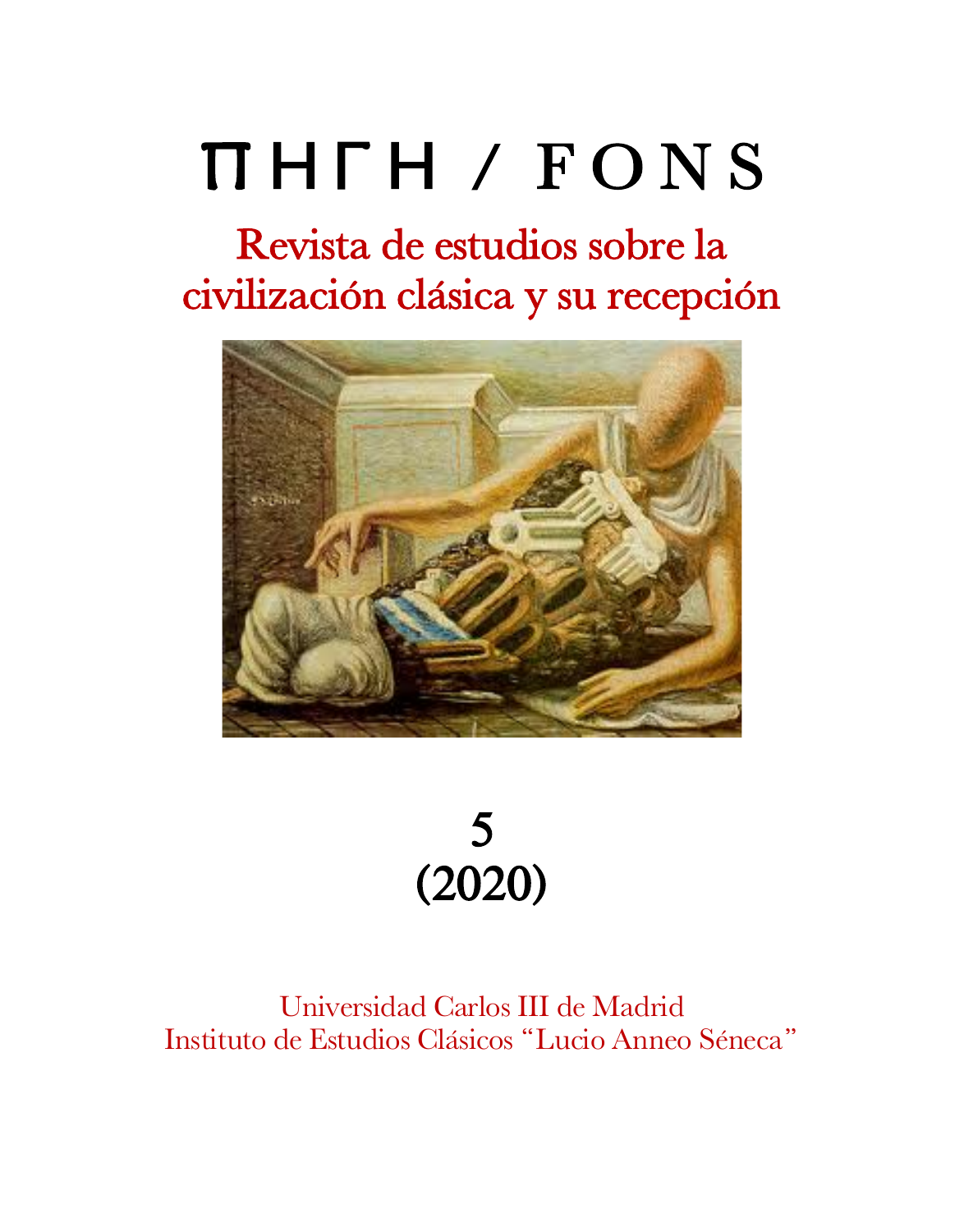# ΠΗΓΗ / FONS

## Revista de estudios sobre la civilización clásica y su recepción

**5**
**(2020)**

Universidad Carlos III de Madrid
Instituto de Estudios Clásicos "Lucio Anneo Séneca"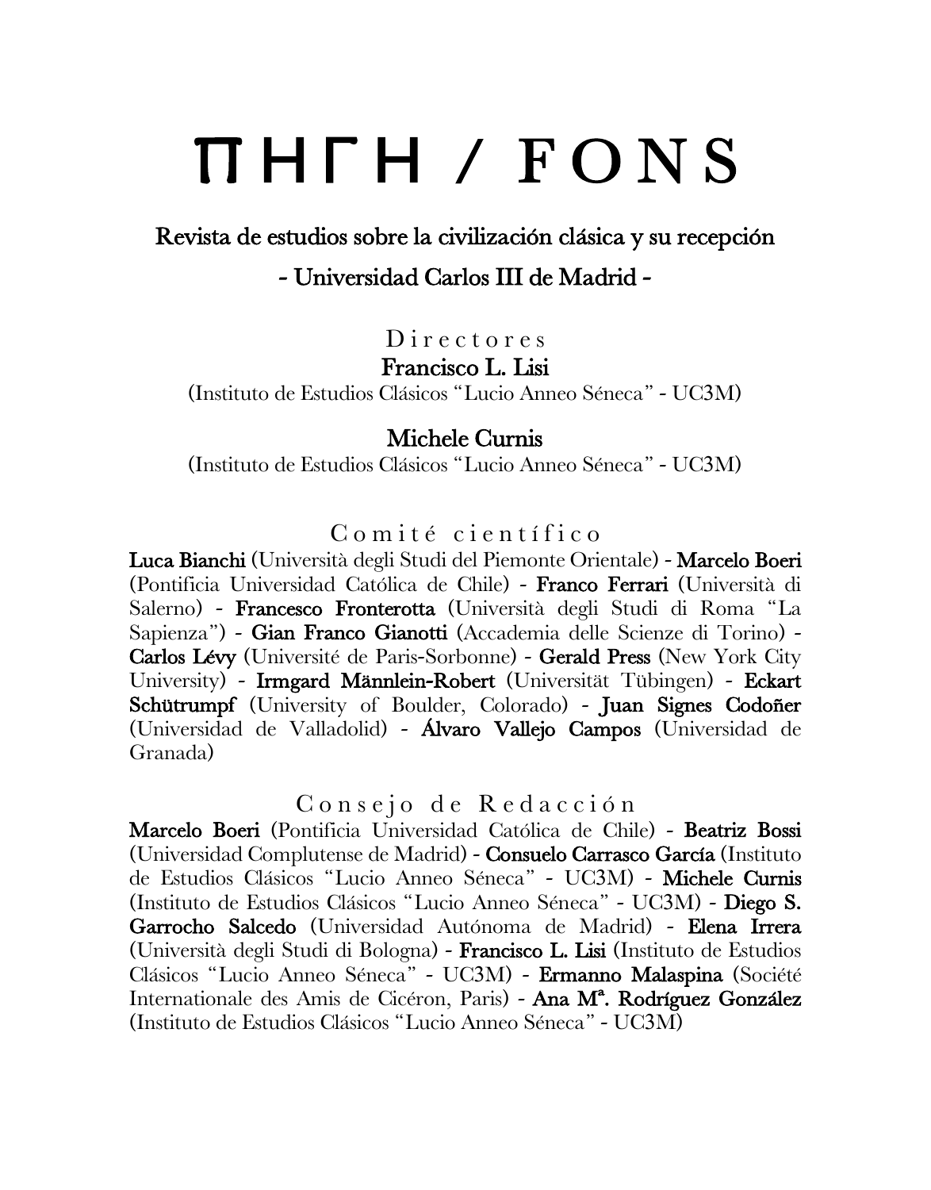# ΠΗΓΗ / FONS

## Revista de estudios sobre la civilización clásica y su recepción

## - Universidad Carlos III de Madrid -

### Directores

**Francisco L. Lisi**
(Instituto de Estudios Clásicos "Lucio Anneo Séneca" - UC3M)

**Michele Curnis**
(Instituto de Estudios Clásicos "Lucio Anneo Séneca" - UC3M)

### Comité científico

**Luca Bianchi** (Università degli Studi del Piemonte Orientale) - **Marcelo Boeri** (Pontificia Universidad Católica de Chile) - **Franco Ferrari** (Università di Salerno) - **Francesco Fronterotta** (Università degli Studi di Roma "La Sapienza") - **Gian Franco Gianotti** (Accademia delle Scienze di Torino) - **Carlos Lévy** (Université de Paris-Sorbonne) - **Gerald Press** (New York City University) - **Irmgard Männlein-Robert** (Universität Tübingen) - **Eckart Schütrumpf** (University of Boulder, Colorado) - **Juan Signes Codoñer** (Universidad de Valladolid) - **Álvaro Vallejo Campos** (Universidad de Granada)

### Consejo de Redacción

**Marcelo Boeri** (Pontificia Universidad Católica de Chile) - **Beatriz Bossi** (Universidad Complutense de Madrid) - **Consuelo Carrasco García** (Instituto de Estudios Clásicos "Lucio Anneo Séneca" - UC3M) - **Michele Curnis** (Instituto de Estudios Clásicos "Lucio Anneo Séneca" - UC3M) - **Diego S. Garrocho Salcedo** (Universidad Autónoma de Madrid) - **Elena Irrera** (Università degli Studi di Bologna) - **Francisco L. Lisi** (Instituto de Estudios Clásicos "Lucio Anneo Séneca" - UC3M) - **Ermanno Malaspina** (Société Internationale des Amis de Cicéron, Paris) - **Ana Mª. Rodríguez González** (Instituto de Estudios Clásicos "Lucio Anneo Séneca" - UC3M)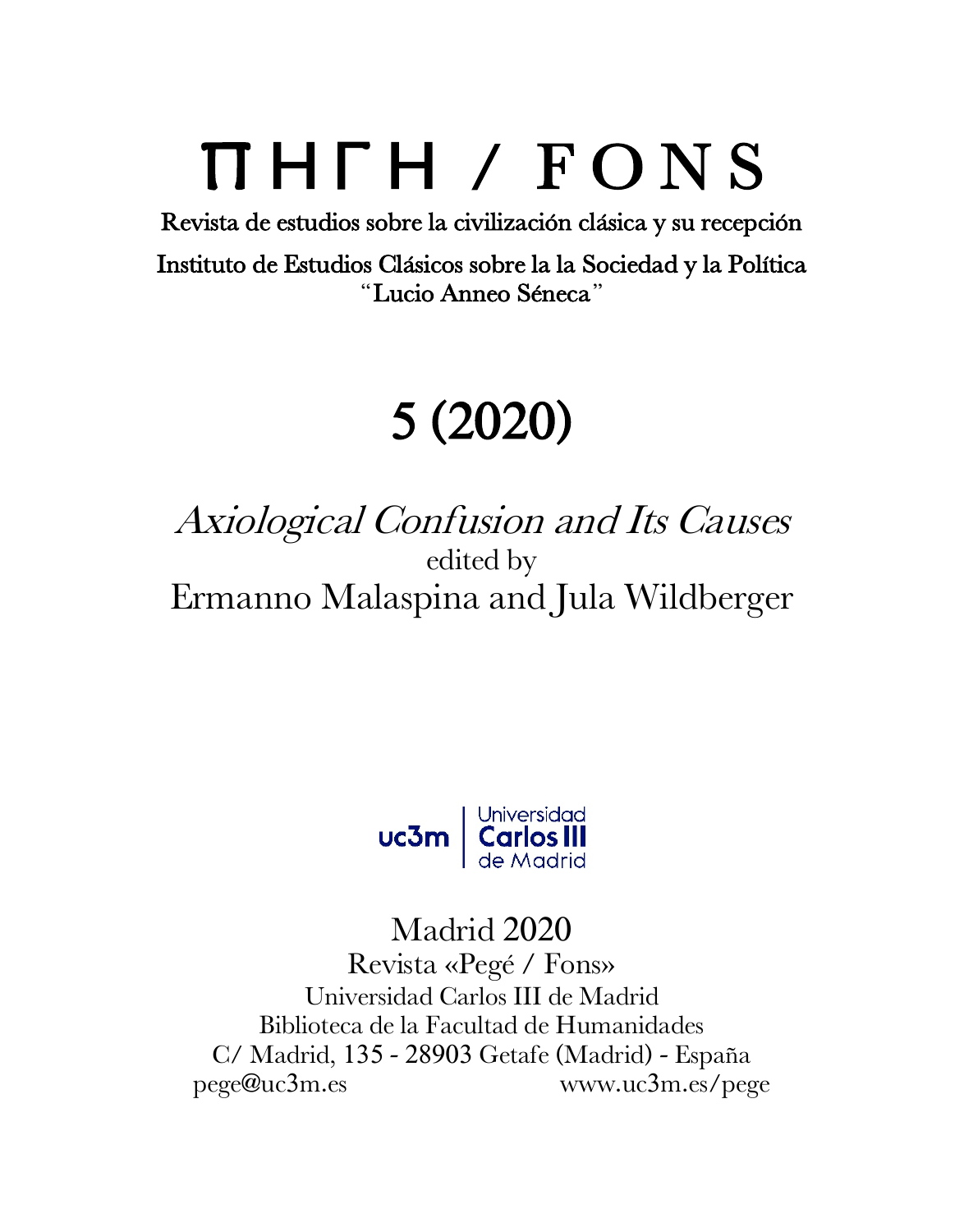# ΠΗΓΗ / FONS

Revista de estudios sobre la civilización clásica y su recepción

Instituto de Estudios Clásicos sobre la la Sociedad y la Política "Lucio Anneo Séneca"

# 5 (2020)

## *Axiological Confusion and Its Causes*

edited by

Ermanno Malaspina and Jula Wildberger

uc3m | Universidad Carlos III de Madrid

Madrid 2020

Revista «Pegé / Fons»

Universidad Carlos III de Madrid

Biblioteca de la Facultad de Humanidades

C/ Madrid, 135 - 28903 Getafe (Madrid) - España

pege@uc3m.es www.uc3m.es/pege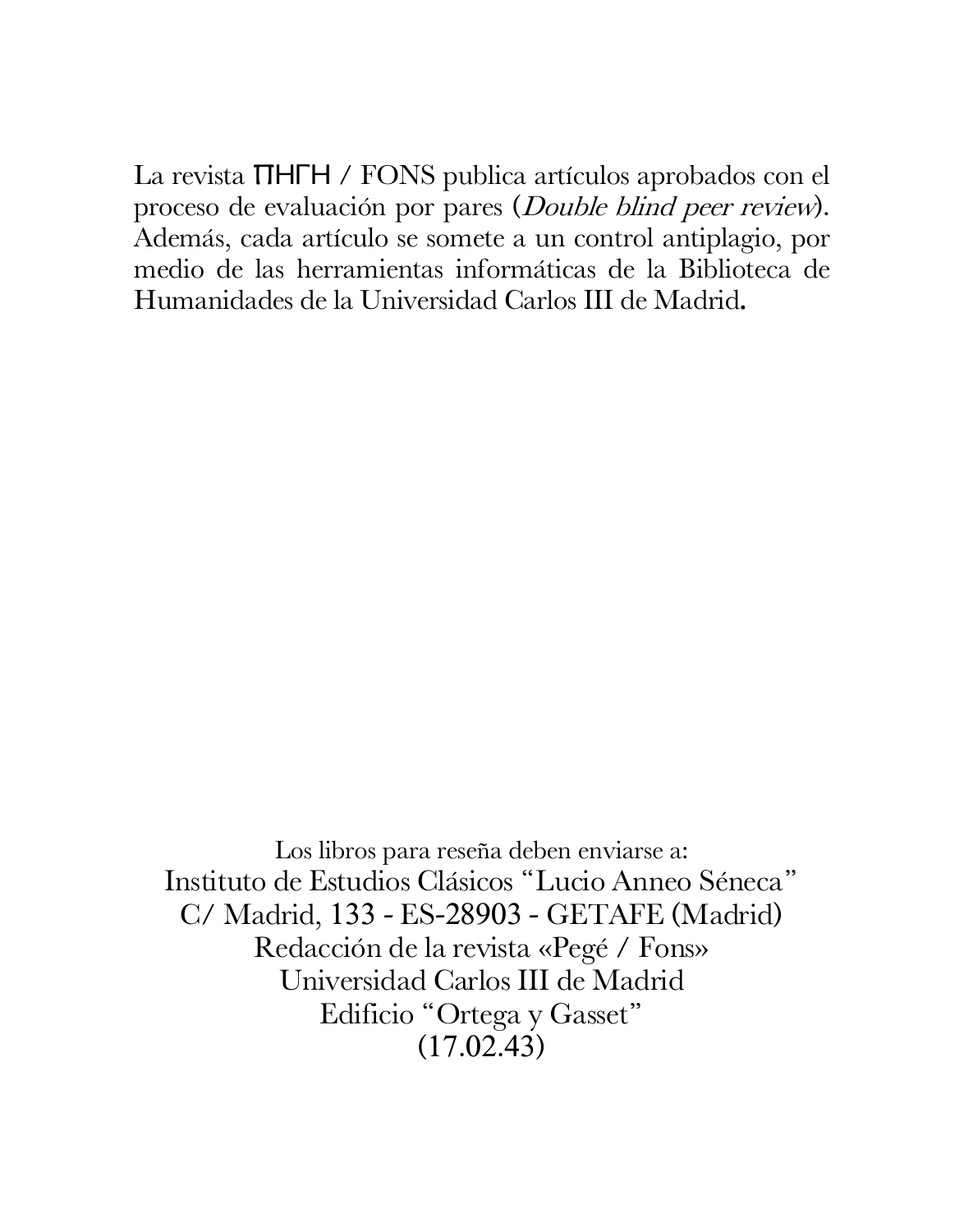La revista ΠΗΓΗ / FONS publica artículos aprobados con el proceso de evaluación por pares (*Double blind peer review*). Además, cada artículo se somete a un control antiplagio, por medio de las herramientas informáticas de la Biblioteca de Humanidades de la Universidad Carlos III de Madrid.

Los libros para reseña deben enviarse a:
Instituto de Estudios Clásicos "Lucio Anneo Séneca"
C/ Madrid, 133 - ES-28903 - GETAFE (Madrid)
Redacción de la revista «Pegé / Fons»
Universidad Carlos III de Madrid
Edificio "Ortega y Gasset"
(17.02.43)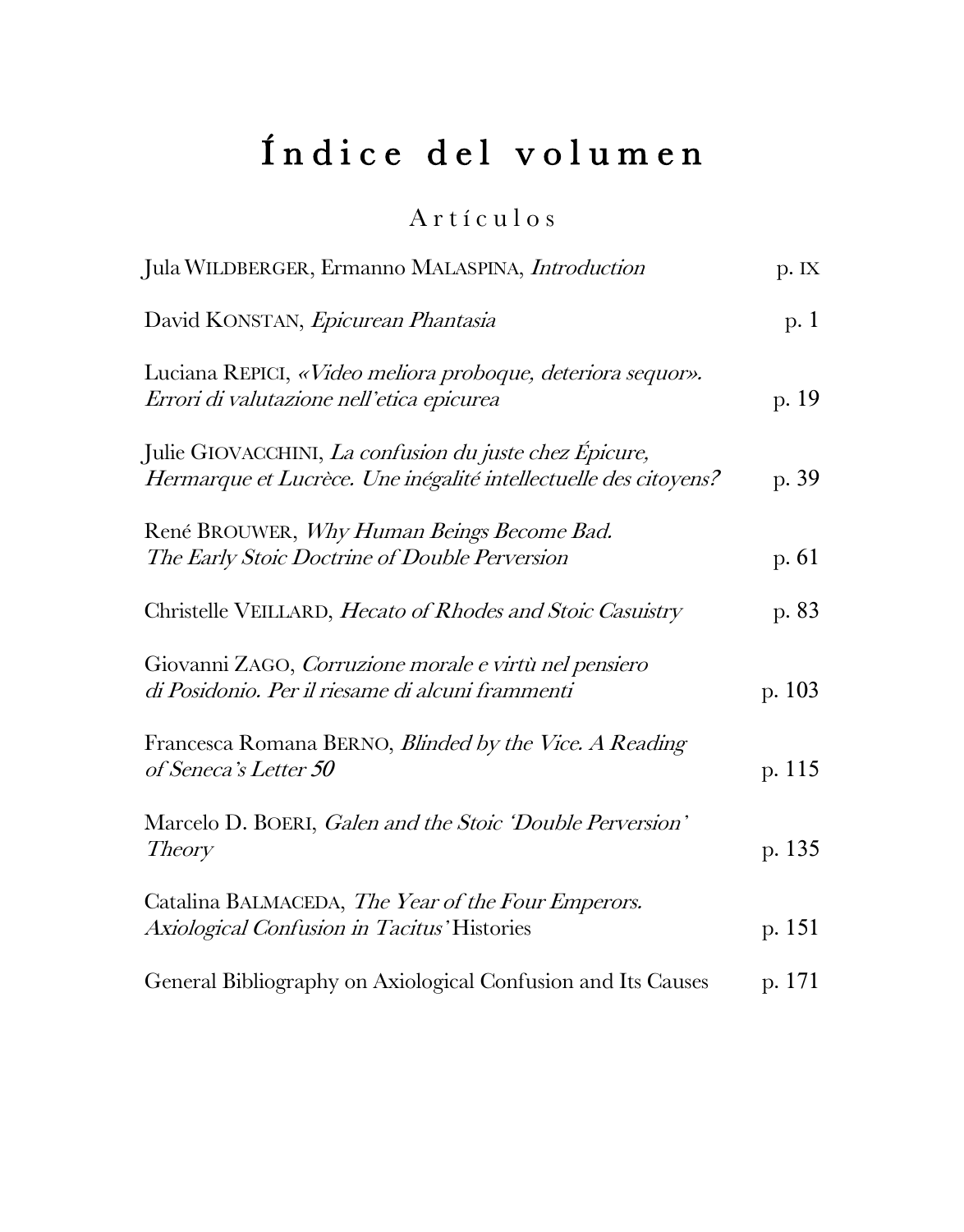# Índice del volumen

## Artículos

| | |
|---|---|
| Jula WILDBERGER, Ermanno MALASPINA, *Introduction* | p. IX |
| David KONSTAN, *Epicurean Phantasia* | p. 1 |
| Luciana REPICI, *«Video meliora proboque, deteriora sequor». Errori di valutazione nell'etica epicurea* | p. 19 |
| Julie GIOVACCHINI, *La confusion du juste chez Épicure, Hermarque et Lucrèce. Une inégalité intellectuelle des citoyens?* | p. 39 |
| René BROUWER, *Why Human Beings Become Bad. The Early Stoic Doctrine of Double Perversion* | p. 61 |
| Christelle VEILLARD, *Hecato of Rhodes and Stoic Casuistry* | p. 83 |
| Giovanni ZAGO, *Corruzione morale e virtù nel pensiero di Posidonio. Per il riesame di alcuni frammenti* | p. 103 |
| Francesca Romana BERNO, *Blinded by the Vice. A Reading of Seneca's Letter 50* | p. 115 |
| Marcelo D. BOERI, *Galen and the Stoic 'Double Perversion' Theory* | p. 135 |
| Catalina BALMACEDA, *The Year of the Four Emperors. Axiological Confusion in Tacitus'* Histories | p. 151 |
| General Bibliography on Axiological Confusion and Its Causes | p. 171 |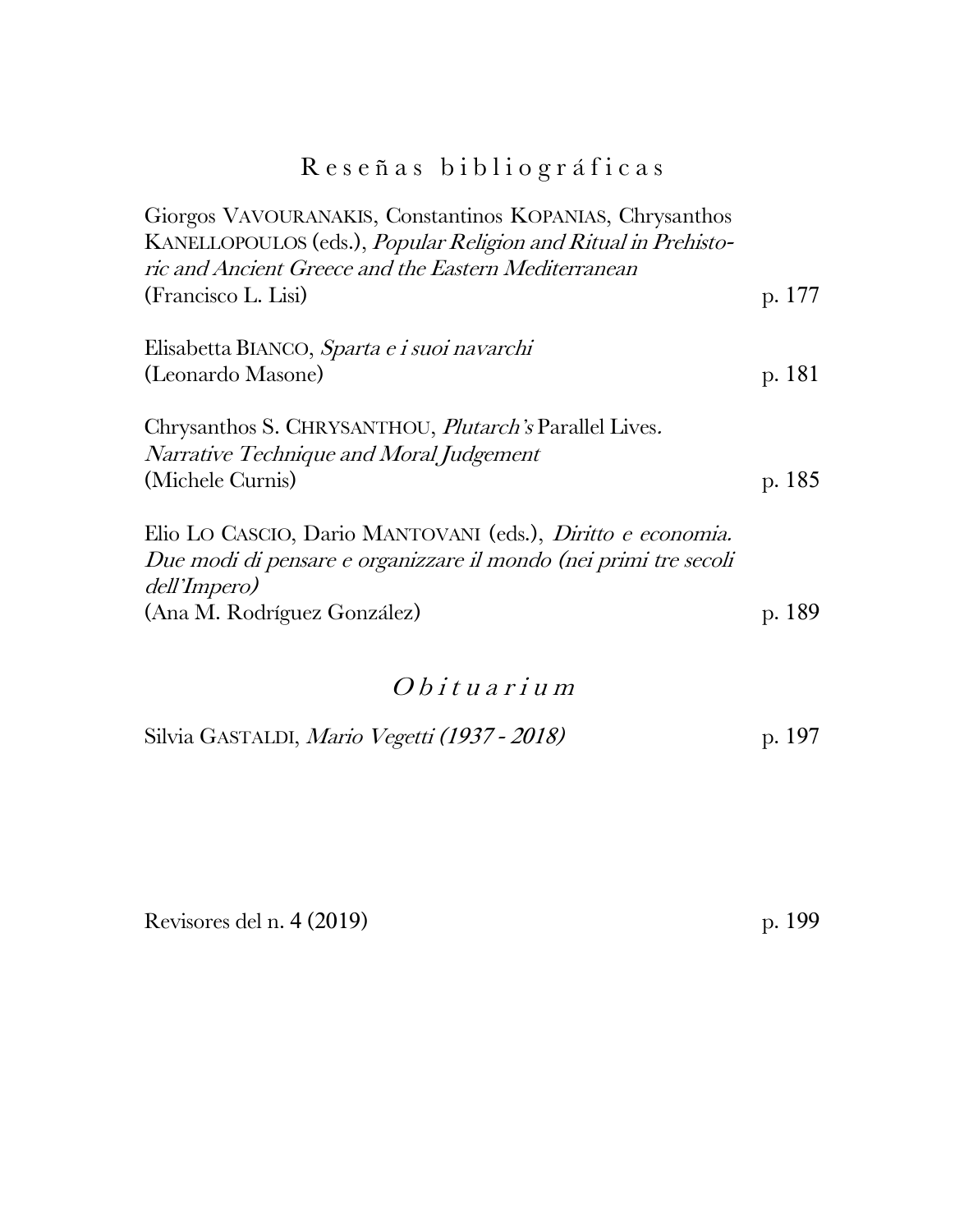## Reseñas bibliográficas

Giorgos VAVOURANAKIS, Constantinos KOPANIAS, Chrysanthos KANELLOPOULOS (eds.), *Popular Religion and Ritual in Prehistoric and Ancient Greece and the Eastern Mediterranean*
(Francisco L. Lisi) p. 177

Elisabetta BIANCO, *Sparta e i suoi navarchi*
(Leonardo Masone) p. 181

Chrysanthos S. CHRYSANTHOU, *Plutarch's* Parallel Lives. *Narrative Technique and Moral Judgement*
(Michele Curnis) p. 185

Elio LO CASCIO, Dario MANTOVANI (eds.), *Diritto e economia. Due modi di pensare e organizzare il mondo (nei primi tre secoli dell'Impero)*
(Ana M. Rodríguez González) p. 189

## *Obituarium*

Silvia GASTALDI, *Mario Vegetti (1937 - 2018)* p. 197

Revisores del n. 4 (2019) p. 199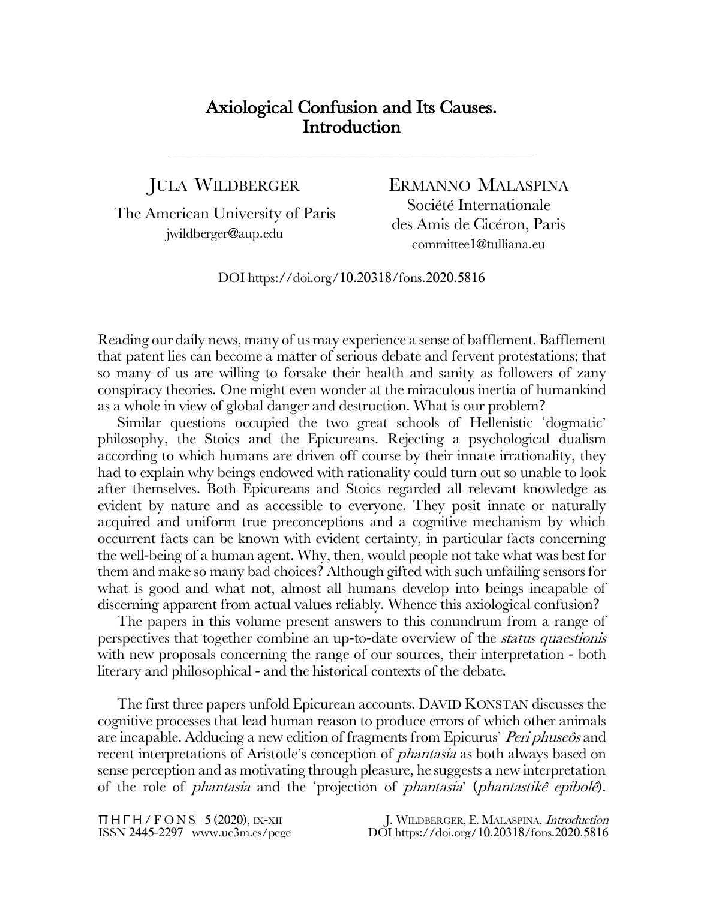# Axiological Confusion and Its Causes. Introduction

JULA WILDBERGER
The American University of Paris
jwildberger@aup.edu

ERMANNO MALASPINA
Société Internationale des Amis de Cicéron, Paris
committee1@tulliana.eu

DOI https://doi.org/10.20318/fons.2020.5816

Reading our daily news, many of us may experience a sense of bafflement. Bafflement that patent lies can become a matter of serious debate and fervent protestations; that so many of us are willing to forsake their health and sanity as followers of zany conspiracy theories. One might even wonder at the miraculous inertia of humankind as a whole in view of global danger and destruction. What is our problem?

Similar questions occupied the two great schools of Hellenistic 'dogmatic' philosophy, the Stoics and the Epicureans. Rejecting a psychological dualism according to which humans are driven off course by their innate irrationality, they had to explain why beings endowed with rationality could turn out so unable to look after themselves. Both Epicureans and Stoics regarded all relevant knowledge as evident by nature and as accessible to everyone. They posit innate or naturally acquired and uniform true preconceptions and a cognitive mechanism by which occurrent facts can be known with evident certainty, in particular facts concerning the well-being of a human agent. Why, then, would people not take what was best for them and make so many bad choices? Although gifted with such unfailing sensors for what is good and what not, almost all humans develop into beings incapable of discerning apparent from actual values reliably. Whence this axiological confusion?

The papers in this volume present answers to this conundrum from a range of perspectives that together combine an up-to-date overview of the *status quaestionis* with new proposals concerning the range of our sources, their interpretation - both literary and philosophical - and the historical contexts of the debate.

The first three papers unfold Epicurean accounts. DAVID KONSTAN discusses the cognitive processes that lead human reason to produce errors of which other animals are incapable. Adducing a new edition of fragments from Epicurus' *Peri phuseôs* and recent interpretations of Aristotle's conception of *phantasia* as both always based on sense perception and as motivating through pleasure, he suggests a new interpretation of the role of *phantasia* and the 'projection of *phantasia*' (*phantastikê epibolê*).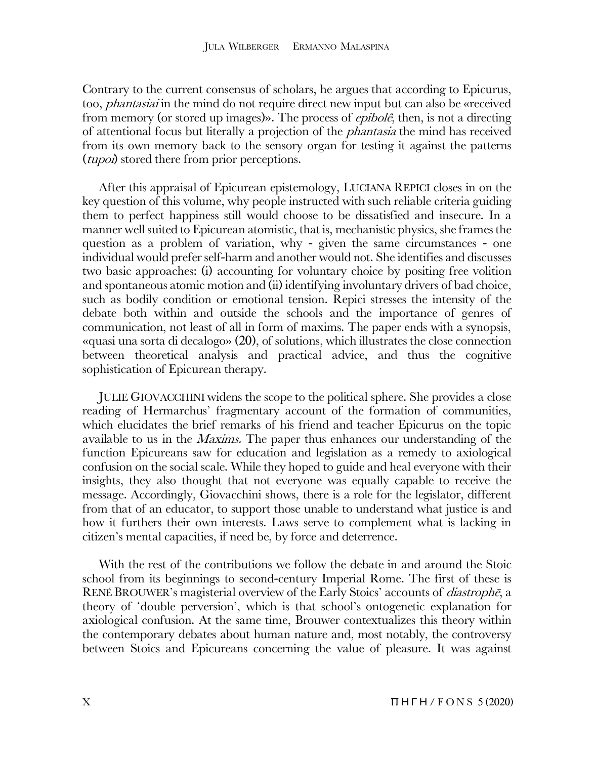Contrary to the current consensus of scholars, he argues that according to Epicurus, too, *phantasiai* in the mind do not require direct new input but can also be «received from memory (or stored up images)». The process of *epibolê*, then, is not a directing of attentional focus but literally a projection of the *phantasia* the mind has received from its own memory back to the sensory organ for testing it against the patterns (*tupoi*) stored there from prior perceptions.

After this appraisal of Epicurean epistemology, LUCIANA REPICI closes in on the key question of this volume, why people instructed with such reliable criteria guiding them to perfect happiness still would choose to be dissatisfied and insecure. In a manner well suited to Epicurean atomistic, that is, mechanistic physics, she frames the question as a problem of variation, why - given the same circumstances - one individual would prefer self-harm and another would not. She identifies and discusses two basic approaches: (i) accounting for voluntary choice by positing free volition and spontaneous atomic motion and (ii) identifying involuntary drivers of bad choice, such as bodily condition or emotional tension. Repici stresses the intensity of the debate both within and outside the schools and the importance of genres of communication, not least of all in form of maxims. The paper ends with a synopsis, «quasi una sorta di decalogo» (20), of solutions, which illustrates the close connection between theoretical analysis and practical advice, and thus the cognitive sophistication of Epicurean therapy.

JULIE GIOVACCHINI widens the scope to the political sphere. She provides a close reading of Hermarchus' fragmentary account of the formation of communities, which elucidates the brief remarks of his friend and teacher Epicurus on the topic available to us in the *Maxims*. The paper thus enhances our understanding of the function Epicureans saw for education and legislation as a remedy to axiological confusion on the social scale. While they hoped to guide and heal everyone with their insights, they also thought that not everyone was equally capable to receive the message. Accordingly, Giovacchini shows, there is a role for the legislator, different from that of an educator, to support those unable to understand what justice is and how it furthers their own interests. Laws serve to complement what is lacking in citizen's mental capacities, if need be, by force and deterrence.

With the rest of the contributions we follow the debate in and around the Stoic school from its beginnings to second-century Imperial Rome. The first of these is RENÉ BROUWER's magisterial overview of the Early Stoics' accounts of *diastrophē*, a theory of 'double perversion', which is that school's ontogenetic explanation for axiological confusion. At the same time, Brouwer contextualizes this theory within the contemporary debates about human nature and, most notably, the controversy between Stoics and Epicureans concerning the value of pleasure. It was against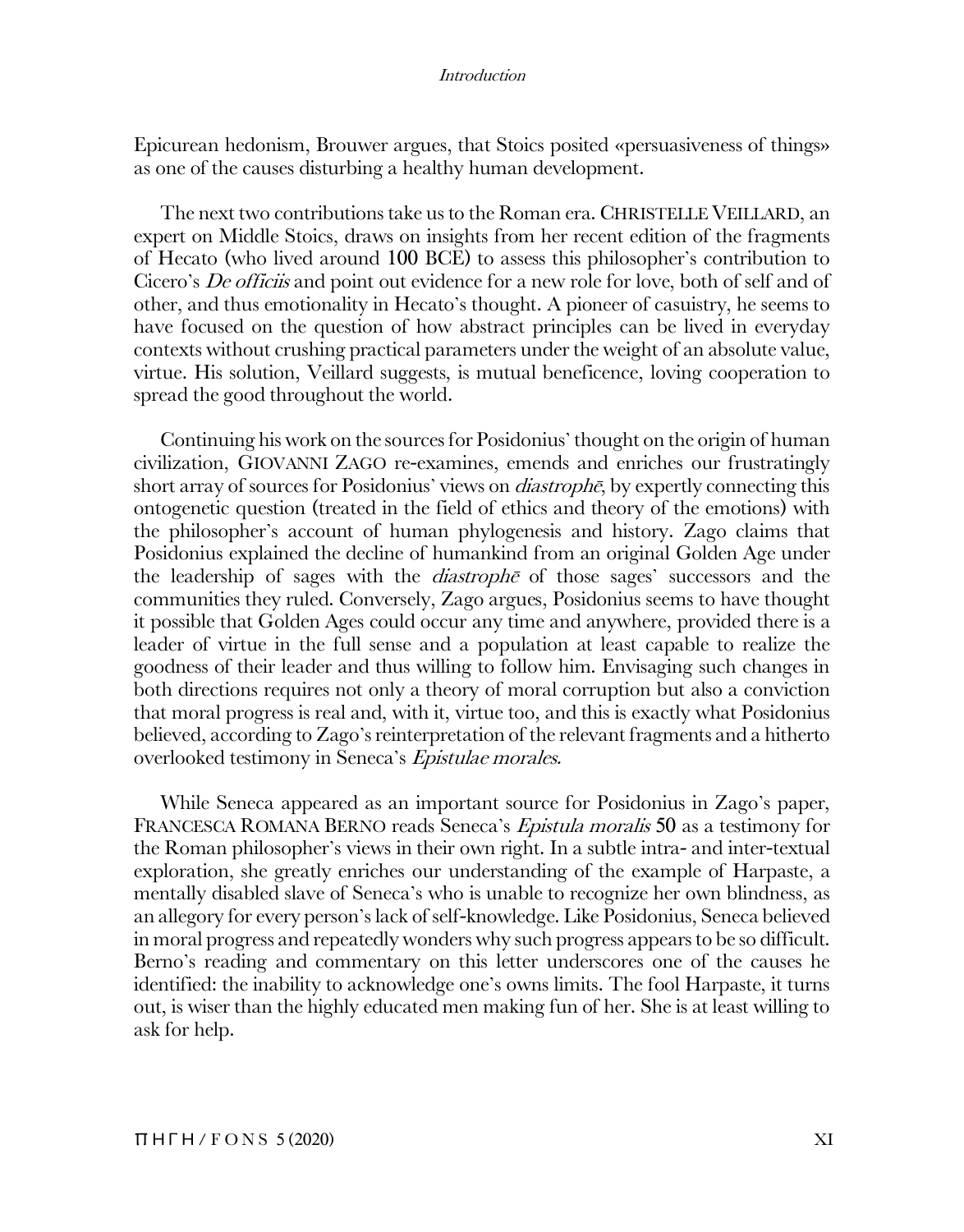Epicurean hedonism, Brouwer argues, that Stoics posited «persuasiveness of things» as one of the causes disturbing a healthy human development.

The next two contributions take us to the Roman era. CHRISTELLE VEILLARD, an expert on Middle Stoics, draws on insights from her recent edition of the fragments of Hecato (who lived around 100 BCE) to assess this philosopher's contribution to Cicero's *De officiis* and point out evidence for a new role for love, both of self and of other, and thus emotionality in Hecato's thought. A pioneer of casuistry, he seems to have focused on the question of how abstract principles can be lived in everyday contexts without crushing practical parameters under the weight of an absolute value, virtue. His solution, Veillard suggests, is mutual beneficence, loving cooperation to spread the good throughout the world.

Continuing his work on the sources for Posidonius' thought on the origin of human civilization, GIOVANNI ZAGO re-examines, emends and enriches our frustratingly short array of sources for Posidonius' views on *diastrophē*, by expertly connecting this ontogenetic question (treated in the field of ethics and theory of the emotions) with the philosopher's account of human phylogenesis and history. Zago claims that Posidonius explained the decline of humankind from an original Golden Age under the leadership of sages with the *diastrophē* of those sages' successors and the communities they ruled. Conversely, Zago argues, Posidonius seems to have thought it possible that Golden Ages could occur any time and anywhere, provided there is a leader of virtue in the full sense and a population at least capable to realize the goodness of their leader and thus willing to follow him. Envisaging such changes in both directions requires not only a theory of moral corruption but also a conviction that moral progress is real and, with it, virtue too, and this is exactly what Posidonius believed, according to Zago's reinterpretation of the relevant fragments and a hitherto overlooked testimony in Seneca's *Epistulae morales.*

While Seneca appeared as an important source for Posidonius in Zago's paper, FRANCESCA ROMANA BERNO reads Seneca's *Epistula moralis* 50 as a testimony for the Roman philosopher's views in their own right. In a subtle intra- and inter-textual exploration, she greatly enriches our understanding of the example of Harpaste, a mentally disabled slave of Seneca's who is unable to recognize her own blindness, as an allegory for every person's lack of self-knowledge. Like Posidonius, Seneca believed in moral progress and repeatedly wonders why such progress appears to be so difficult. Berno's reading and commentary on this letter underscores one of the causes he identified: the inability to acknowledge one's owns limits. The fool Harpaste, it turns out, is wiser than the highly educated men making fun of her. She is at least willing to ask for help.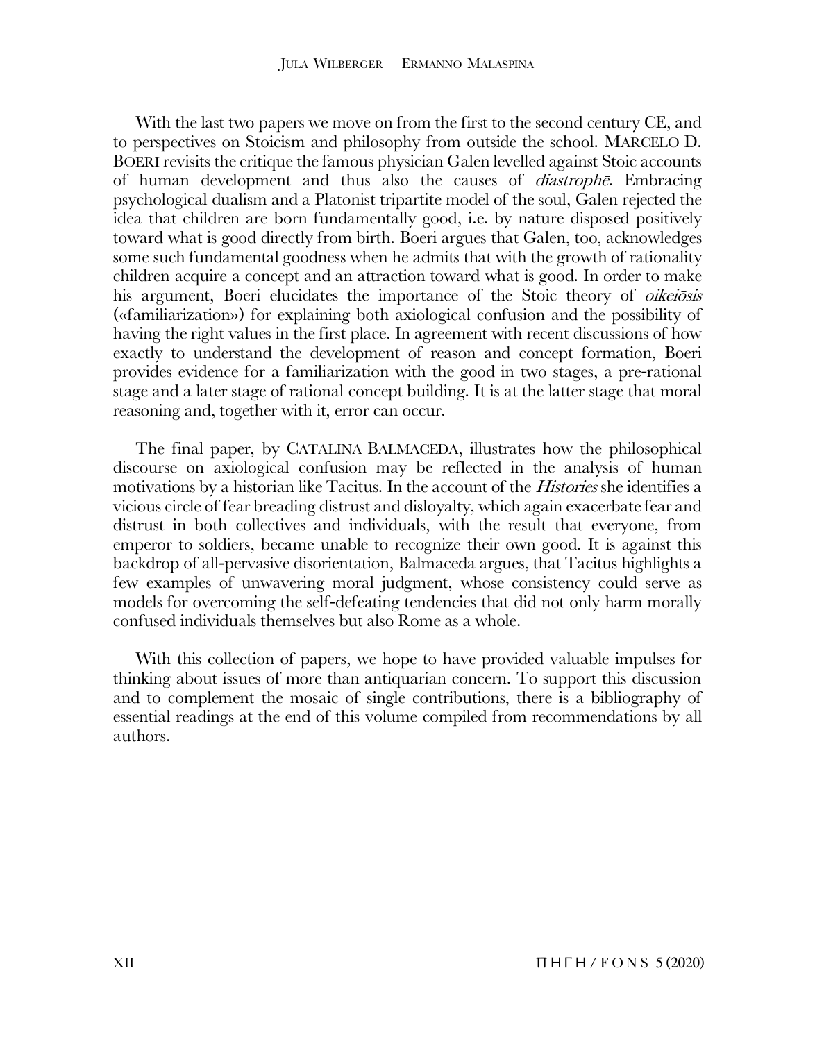With the last two papers we move on from the first to the second century CE, and to perspectives on Stoicism and philosophy from outside the school. MARCELO D. BOERI revisits the critique the famous physician Galen levelled against Stoic accounts of human development and thus also the causes of *diastrophē*. Embracing psychological dualism and a Platonist tripartite model of the soul, Galen rejected the idea that children are born fundamentally good, i.e. by nature disposed positively toward what is good directly from birth. Boeri argues that Galen, too, acknowledges some such fundamental goodness when he admits that with the growth of rationality children acquire a concept and an attraction toward what is good. In order to make his argument, Boeri elucidates the importance of the Stoic theory of *oikeiōsis* («familiarization») for explaining both axiological confusion and the possibility of having the right values in the first place. In agreement with recent discussions of how exactly to understand the development of reason and concept formation, Boeri provides evidence for a familiarization with the good in two stages, a pre-rational stage and a later stage of rational concept building. It is at the latter stage that moral reasoning and, together with it, error can occur.

The final paper, by CATALINA BALMACEDA, illustrates how the philosophical discourse on axiological confusion may be reflected in the analysis of human motivations by a historian like Tacitus. In the account of the *Histories* she identifies a vicious circle of fear breading distrust and disloyalty, which again exacerbate fear and distrust in both collectives and individuals, with the result that everyone, from emperor to soldiers, became unable to recognize their own good. It is against this backdrop of all-pervasive disorientation, Balmaceda argues, that Tacitus highlights a few examples of unwavering moral judgment, whose consistency could serve as models for overcoming the self-defeating tendencies that did not only harm morally confused individuals themselves but also Rome as a whole.

With this collection of papers, we hope to have provided valuable impulses for thinking about issues of more than antiquarian concern. To support this discussion and to complement the mosaic of single contributions, there is a bibliography of essential readings at the end of this volume compiled from recommendations by all authors.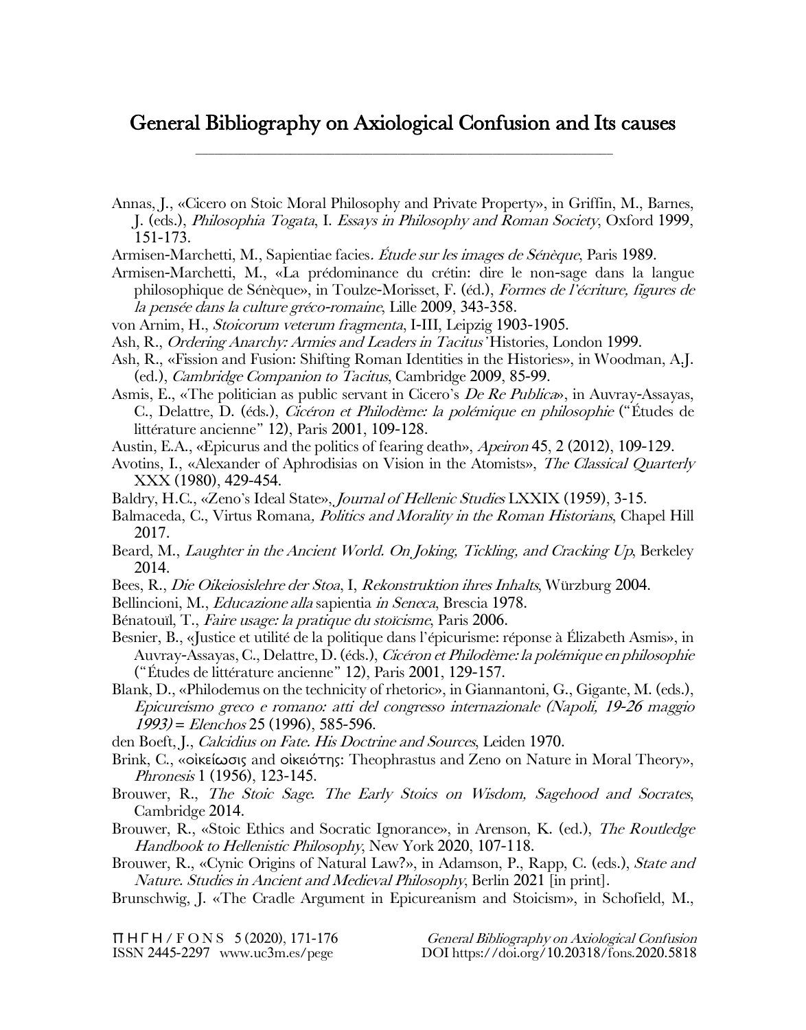# General Bibliography on Axiological Confusion and Its causes

---

Annas, J., «Cicero on Stoic Moral Philosophy and Private Property», in Griffin, M., Barnes, J. (eds.), *Philosophia Togata*, I. *Essays in Philosophy and Roman Society*, Oxford 1999, 151-173.

Armisen-Marchetti, M., Sapientiae facies. *Étude sur les images de Sénèque*, Paris 1989.

Armisen-Marchetti, M., «La prédominance du crétin: dire le non-sage dans la langue philosophique de Sénèque», in Toulze-Morisset, F. (éd.), *Formes de l'écriture, figures de la pensée dans la culture gréco-romaine*, Lille 2009, 343-358.

von Arnim, H., *Stoicorum veterum fragmenta*, I-III, Leipzig 1903-1905.

Ash, R., *Ordering Anarchy: Armies and Leaders in Tacitus'* Histories, London 1999.

Ash, R., «Fission and Fusion: Shifting Roman Identities in the Histories», in Woodman, A.J. (ed.), *Cambridge Companion to Tacitus*, Cambridge 2009, 85-99.

Asmis, E., «The politician as public servant in Cicero's *De Re Publica*», in Auvray-Assayas, C., Delattre, D. (éds.), *Cicéron et Philodème: la polémique en philosophie* ("Études de littérature ancienne" 12), Paris 2001, 109-128.

Austin, E.A., «Epicurus and the politics of fearing death», *Apeiron* 45, 2 (2012), 109-129.

Avotins, I., «Alexander of Aphrodisias on Vision in the Atomists», *The Classical Quarterly* XXX (1980), 429-454.

Baldry, H.C., «Zeno's Ideal State», *Journal of Hellenic Studies* LXXIX (1959), 3-15.

Balmaceda, C., Virtus Romana*, Politics and Morality in the Roman Historians*, Chapel Hill 2017.

Beard, M., *Laughter in the Ancient World. On Joking, Tickling, and Cracking Up*, Berkeley 2014.

Bees, R., *Die Oikeiosislehre der Stoa*, I, *Rekonstruktion ihres Inhalts*, Würzburg 2004.

Bellincioni, M., *Educazione alla* sapientia *in Seneca*, Brescia 1978.

Bénatouïl, T., *Faire usage: la pratique du stoicisme*, Paris 2006.

Besnier, B., «Justice et utilité de la politique dans l'épicurisme: réponse à Élizabeth Asmis», in Auvray-Assayas, C., Delattre, D. (éds.), *Cicéron et Philodème: la polémique en philosophie* ("Études de littérature ancienne" 12), Paris 2001, 129-157.

Blank, D., «Philodemus on the technicity of rhetoric», in Giannantoni, G., Gigante, M. (eds.), *Epicureismo greco e romano: atti del congresso internazionale (Napoli, 19-26 maggio 1993)* = *Elenchos* 25 (1996), 585-596.

den Boeft, J., *Calcidius on Fate. His Doctrine and Sources*, Leiden 1970.

Brink, C., «οἰκείωσις and οἰκειότης: Theophrastus and Zeno on Nature in Moral Theory», *Phronesis* 1 (1956), 123-145.

Brouwer, R., *The Stoic Sage. The Early Stoics on Wisdom, Sagehood and Socrates*, Cambridge 2014.

Brouwer, R., «Stoic Ethics and Socratic Ignorance», in Arenson, K. (ed.), *The Routledge Handbook to Hellenistic Philosophy*, New York 2020, 107-118.

Brouwer, R., «Cynic Origins of Natural Law?», in Adamson, P., Rapp, C. (eds.), *State and Nature. Studies in Ancient and Medieval Philosophy*, Berlin 2021 [in print].

Brunschwig, J. «The Cradle Argument in Epicureanism and Stoicism», in Schofield, M.,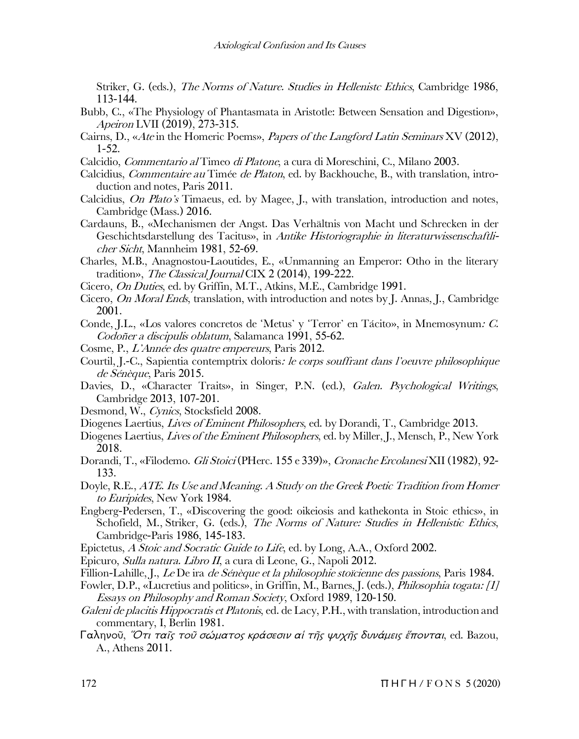Striker, G. (eds.), *The Norms of Nature. Studies in Hellenistc Ethics*, Cambridge 1986, 113-144.

Bubb, C., «The Physiology of Phantasmata in Aristotle: Between Sensation and Digestion», *Apeiron* LVII (2019), 273-315.

Cairns, D., «*Ate* in the Homeric Poems», *Papers of the Langford Latin Seminars* XV (2012), 1-52.

Calcidio, *Commentario al* Timeo *di Platone*, a cura di Moreschini, C., Milano 2003.

Calcidius, *Commentaire au* Timée *de Platon*, ed. by Backhouche, B., with translation, introduction and notes, Paris 2011.

Calcidius, *On Plato's* Timaeus, ed. by Magee, J., with translation, introduction and notes, Cambridge (Mass.) 2016.

Cardauns, B., «Mechanismen der Angst. Das Verhältnis von Macht und Schrecken in der Geschichtsdarstellung des Tacitus», in *Antike Historiographie in literaturwissenschaftlicher Sicht*, Mannheim 1981, 52-69.

Charles, M.B., Anagnostou-Laoutides, E., «Unmanning an Emperor: Otho in the literary tradition», *The Classical Journal* CIX 2 (2014), 199-222.

Cicero, *On Duties*, ed. by Griffin, M.T., Atkins, M.E., Cambridge 1991.

Cicero, *On Moral Ends*, translation, with introduction and notes by J. Annas, J., Cambridge 2001.

Conde, J.L., «Los valores concretos de 'Metus' y 'Terror' en Tácito», in Mnemosynum*: C. Codoñer a discipulis oblatum*, Salamanca 1991, 55-62.

Cosme, P., *L'Année des quatre empereurs*, Paris 2012.

Courtil, J.-C., Sapientia contemptrix doloris*: le corps souffrant dans l'oeuvre philosophique de Sénèque*, Paris 2015.

Davies, D., «Character Traits», in Singer, P.N. (ed.), *Galen. Psychological Writings*, Cambridge 2013, 107-201.

Desmond, W., *Cynics*, Stocksfield 2008.

Diogenes Laertius, *Lives of Eminent Philosophers*, ed. by Dorandi, T., Cambridge 2013.

Diogenes Laertius, *Lives of the Eminent Philosophers*, ed. by Miller, J., Mensch, P., New York 2018.

Dorandi, T., «Filodemo. *Gli Stoici* (PHerc. 155 e 339)», *Cronache Ercolanesi* XII (1982), 92-133.

Doyle, R.E., *ATE. Its Use and Meaning. A Study on the Greek Poetic Tradition from Homer to Euripides*, New York 1984.

Engberg-Pedersen, T., «Discovering the good: oikeiosis and kathekonta in Stoic ethics», in Schofield, M., Striker, G. (eds.), *The Norms of Nature: Studies in Hellenistic Ethics*, Cambridge-Paris 1986, 145-183.

Epictetus, *A Stoic and Socratic Guide to Life*, ed. by Long, A.A., Oxford 2002.

Epicuro, *Sulla natura. Libro II*, a cura di Leone, G., Napoli 2012.

Fillion-Lahille, J., *Le* De ira *de Sénèque et la philosophie stoïcienne des passions*, Paris 1984.

Fowler, D.P., «Lucretius and politics», in Griffin, M., Barnes, J. (eds.), *Philosophia togata: [1] Essays on Philosophy and Roman Society*, Oxford 1989, 120-150.

*Galeni de placitis Hippocratis et Platonis*, ed. de Lacy, P.H., with translation, introduction and commentary, I, Berlin 1981.

Γαληνοῦ, *Ὅτι ταῖς τοῦ σώματος κράσεσιν αἱ τῆς ψυχῆς δυνάμεις ἕπονται*, ed. Bazou, A., Athens 2011.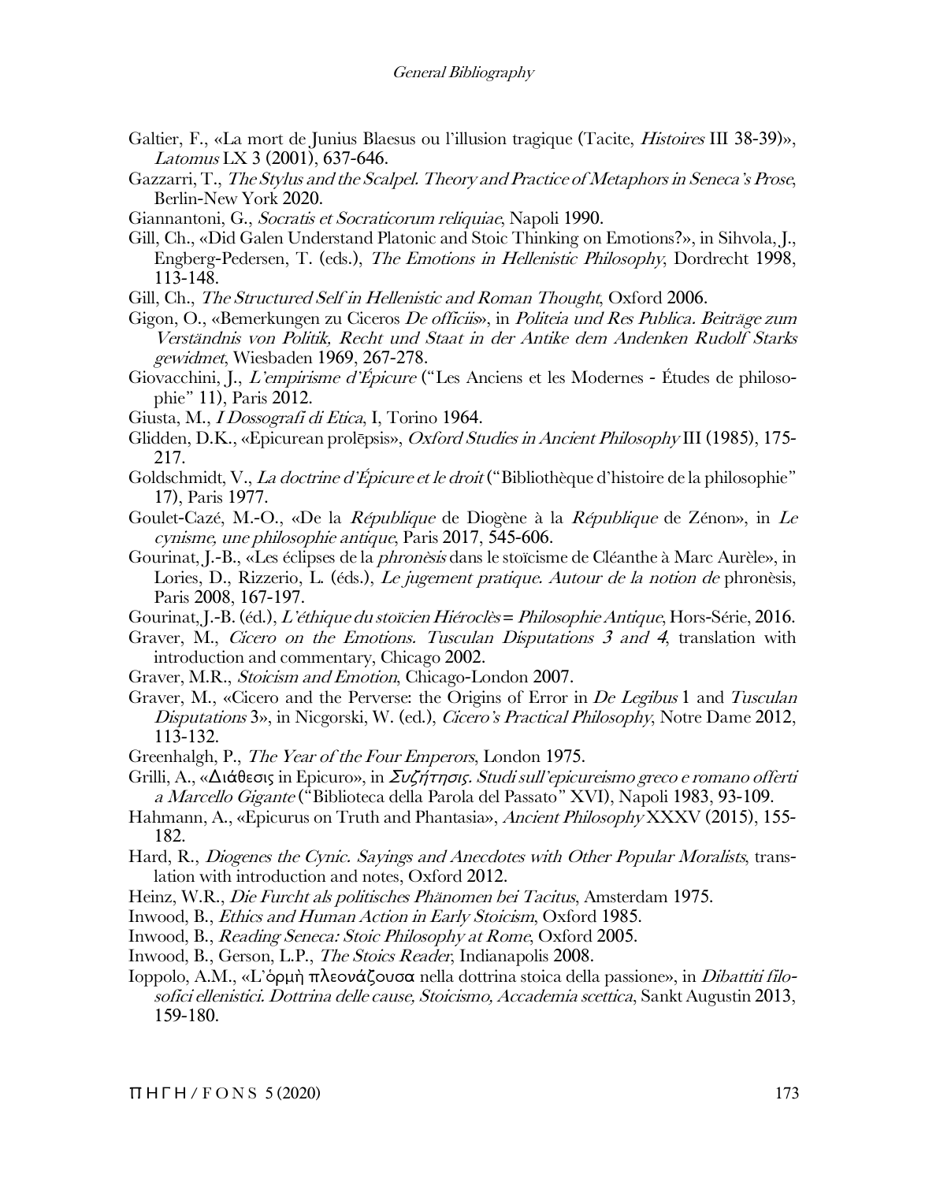Galtier, F., «La mort de Junius Blaesus ou l'illusion tragique (Tacite, *Histoires* III 38-39)», *Latomus* LX 3 (2001), 637-646.

Gazzarri, T., *The Stylus and the Scalpel. Theory and Practice of Metaphors in Seneca's Prose*, Berlin-New York 2020.

Giannantoni, G., *Socratis et Socraticorum reliquiae*, Napoli 1990.

Gill, Ch., «Did Galen Understand Platonic and Stoic Thinking on Emotions?», in Sihvola, J., Engberg-Pedersen, T. (eds.), *The Emotions in Hellenistic Philosophy*, Dordrecht 1998, 113-148.

Gill, Ch., *The Structured Self in Hellenistic and Roman Thought*, Oxford 2006.

Gigon, O., «Bemerkungen zu Ciceros *De officiis*», in *Politeia und Res Publica. Beiträge zum Verständnis von Politik, Recht und Staat in der Antike dem Andenken Rudolf Starks gewidmet*, Wiesbaden 1969, 267-278.

Giovacchini, J., *L'empirisme d'Épicure* ("Les Anciens et les Modernes - Études de philosophie" 11), Paris 2012.

Giusta, M., *I Dossografi di Etica*, I, Torino 1964.

Glidden, D.K., «Epicurean prolēpsis», *Oxford Studies in Ancient Philosophy* III (1985), 175-217.

Goldschmidt, V., *La doctrine d'Épicure et le droit* ("Bibliothèque d'histoire de la philosophie" 17), Paris 1977.

Goulet-Cazé, M.-O., «De la *République* de Diogène à la *République* de Zénon», in *Le cynisme, une philosophie antique*, Paris 2017, 545-606.

Gourinat, J.-B., «Les éclipses de la *phronèsis* dans le stoïcisme de Cléanthe à Marc Aurèle», in Lories, D., Rizzerio, L. (éds.), *Le jugement pratique. Autour de la notion de* phronèsis, Paris 2008, 167-197.

Gourinat, J.-B. (éd.), *L'éthique du stoïcien Hiéroclès* = *Philosophie Antique*, Hors-Série, 2016.

Graver, M., *Cicero on the Emotions. Tusculan Disputations 3 and 4*, translation with introduction and commentary, Chicago 2002.

Graver, M.R., *Stoicism and Emotion*, Chicago-London 2007.

Graver, M., «Cicero and the Perverse: the Origins of Error in *De Legibus* 1 and *Tusculan Disputations* 3», in Nicgorski, W. (ed.), *Cicero's Practical Philosophy*, Notre Dame 2012, 113-132.

Greenhalgh, P., *The Year of the Four Emperors*, London 1975.

Grilli, A., «Διάθεσις in Epicuro», in *Συζήτησις. Studi sull'epicureismo greco e romano offerti a Marcello Gigante* ("Biblioteca della Parola del Passato" XVI), Napoli 1983, 93-109.

Hahmann, A., «Epicurus on Truth and Phantasia», *Ancient Philosophy* XXXV (2015), 155-182.

Hard, R., *Diogenes the Cynic. Sayings and Anecdotes with Other Popular Moralists*, translation with introduction and notes, Oxford 2012.

Heinz, W.R., *Die Furcht als politisches Phänomen bei Tacitus*, Amsterdam 1975.

Inwood, B., *Ethics and Human Action in Early Stoicism*, Oxford 1985.

Inwood, B., *Reading Seneca: Stoic Philosophy at Rome*, Oxford 2005.

Inwood, B., Gerson, L.P., *The Stoics Reader*, Indianapolis 2008.

Ioppolo, A.M., «L'ὁρμὴ πλεονάζουσα nella dottrina stoica della passione», in *Dibattiti filosofici ellenistici. Dottrina delle cause, Stoicismo, Accademia scettica*, Sankt Augustin 2013, 159-180.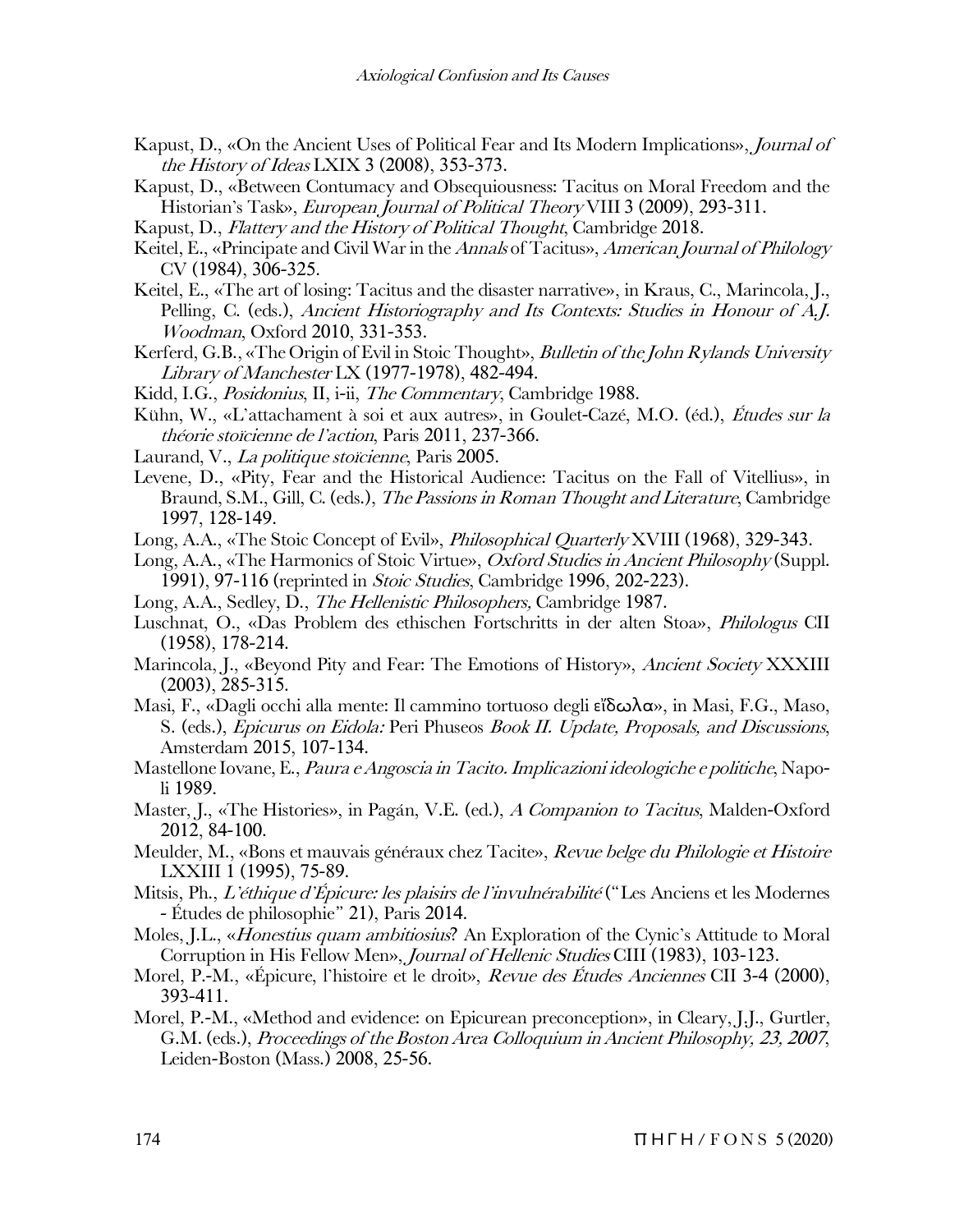Kapust, D., «On the Ancient Uses of Political Fear and Its Modern Implications», *Journal of the History of Ideas* LXIX 3 (2008), 353-373.

Kapust, D., «Between Contumacy and Obsequiousness: Tacitus on Moral Freedom and the Historian's Task», *European Journal of Political Theory* VIII 3 (2009), 293-311.

Kapust, D., *Flattery and the History of Political Thought*, Cambridge 2018.

Keitel, E., «Principate and Civil War in the *Annals* of Tacitus», *American Journal of Philology* CV (1984), 306-325.

Keitel, E., «The art of losing: Tacitus and the disaster narrative», in Kraus, C., Marincola, J., Pelling, C. (eds.), *Ancient Historiography and Its Contexts: Studies in Honour of A.J. Woodman*, Oxford 2010, 331-353.

Kerferd, G.B., «The Origin of Evil in Stoic Thought», *Bulletin of the John Rylands University Library of Manchester* LX (1977-1978), 482-494.

Kidd, I.G., *Posidonius*, II, i-ii, *The Commentary*, Cambridge 1988.

Kühn, W., «L'attachament à soi et aux autres», in Goulet-Cazé, M.O. (éd.), *Études sur la théorie stoïcienne de l'action*, Paris 2011, 237-366.

Laurand, V., *La politique stoïcienne*, Paris 2005.

Levene, D., «Pity, Fear and the Historical Audience: Tacitus on the Fall of Vitellius», in Braund, S.M., Gill, C. (eds.), *The Passions in Roman Thought and Literature*, Cambridge 1997, 128-149.

Long, A.A., «The Stoic Concept of Evil», *Philosophical Quarterly* XVIII (1968), 329-343.

Long, A.A., «The Harmonics of Stoic Virtue», *Oxford Studies in Ancient Philosophy* (Suppl. 1991), 97-116 (reprinted in *Stoic Studies*, Cambridge 1996, 202-223).

Long, A.A., Sedley, D., *The Hellenistic Philosophers*, Cambridge 1987.

Luschnat, O., «Das Problem des ethischen Fortschritts in der alten Stoa», *Philologus* CII (1958), 178-214.

Marincola, J., «Beyond Pity and Fear: The Emotions of History», *Ancient Society* XXXIII (2003), 285-315.

Masi, F., «Dagli occhi alla mente: Il cammino tortuoso degli εἴδωλα», in Masi, F.G., Maso, S. (eds.), *Epicurus on Eidola:* Peri Phuseos *Book II. Update, Proposals, and Discussions*, Amsterdam 2015, 107-134.

Mastellone Iovane, E., *Paura e Angoscia in Tacito. Implicazioni ideologiche e politiche*, Napoli 1989.

Master, J., «The Histories», in Pagán, V.E. (ed.), *A Companion to Tacitus*, Malden-Oxford 2012, 84-100.

Meulder, M., «Bons et mauvais généraux chez Tacite», *Revue belge du Philologie et Histoire* LXXIII 1 (1995), 75-89.

Mitsis, Ph., *L'éthique d'Épicure: les plaisirs de l'invulnérabilité* ("Les Anciens et les Modernes - Études de philosophie" 21), Paris 2014.

Moles, J.L., «*Honestius quam ambitiosius*? An Exploration of the Cynic's Attitude to Moral Corruption in His Fellow Men», *Journal of Hellenic Studies* CIII (1983), 103-123.

Morel, P.-M., «Épicure, l'histoire et le droit», *Revue des Études Anciennes* CII 3-4 (2000), 393-411.

Morel, P.-M., «Method and evidence: on Epicurean preconception», in Cleary, J.J., Gurtler, G.M. (eds.), *Proceedings of the Boston Area Colloquium in Ancient Philosophy, 23, 2007*, Leiden-Boston (Mass.) 2008, 25-56.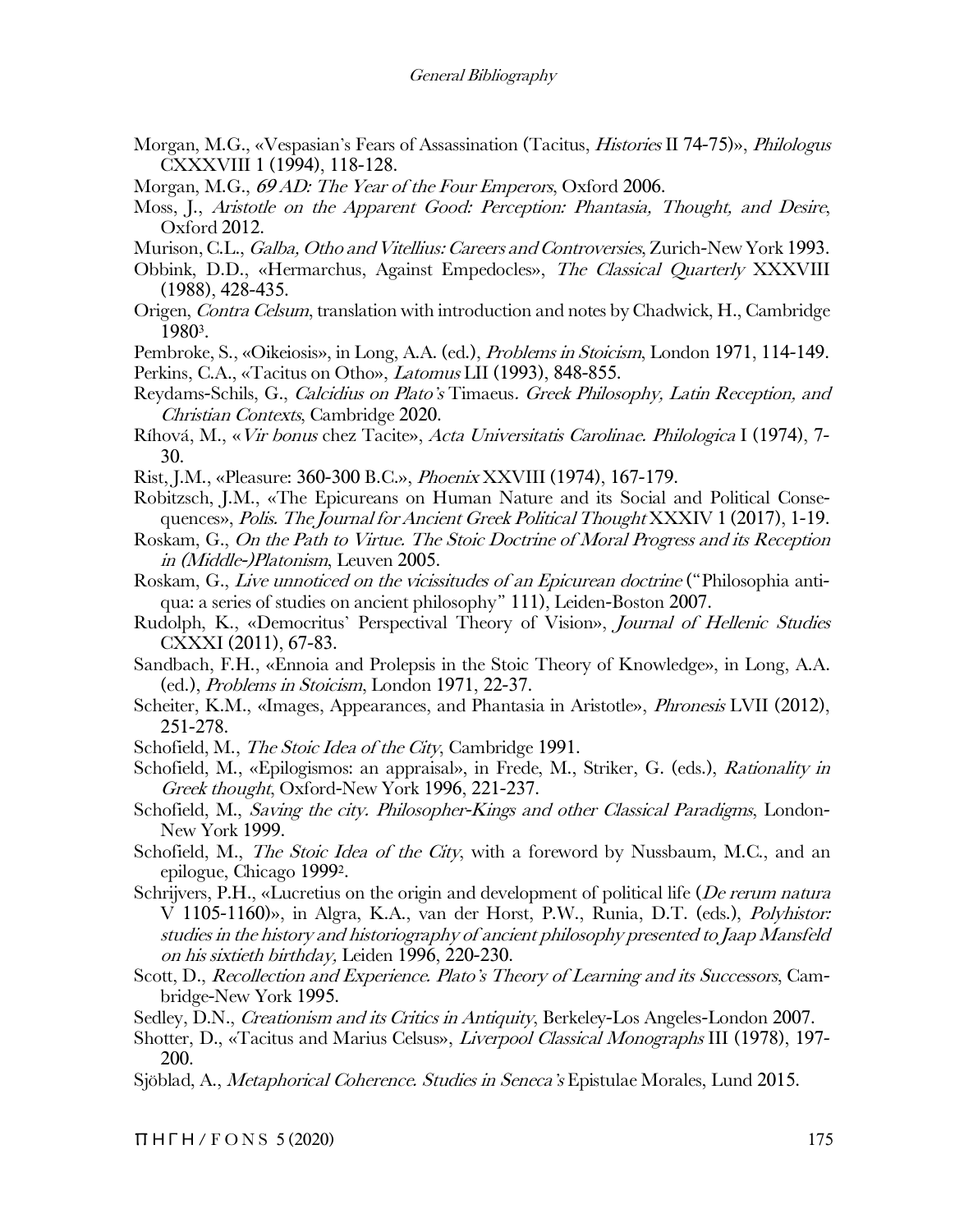Morgan, M.G., «Vespasian's Fears of Assassination (Tacitus, *Histories* II 74-75)», *Philologus* CXXXVIII 1 (1994), 118-128.

Morgan, M.G., *69 AD: The Year of the Four Emperors*, Oxford 2006.

Moss, J., *Aristotle on the Apparent Good: Perception: Phantasia, Thought, and Desire*, Oxford 2012.

Murison, C.L., *Galba, Otho and Vitellius: Careers and Controversies*, Zurich-New York 1993.

Obbink, D.D., «Hermarchus, Against Empedocles», *The Classical Quarterly* XXXVIII (1988), 428-435.

Origen, *Contra Celsum*, translation with introduction and notes by Chadwick, H., Cambridge 1980[3].

Pembroke, S., «Oikeiosis», in Long, A.A. (ed.), *Problems in Stoicism*, London 1971, 114-149.

Perkins, C.A., «Tacitus on Otho», *Latomus* LII (1993), 848-855.

Reydams-Schils, G., *Calcidius on Plato's* Timaeus. *Greek Philosophy, Latin Reception, and Christian Contexts*, Cambridge 2020.

Říhová, M., «*Vir bonus* chez Tacite», *Acta Universitatis Carolinae. Philologica* I (1974), 7-30.

Rist, J.M., «Pleasure: 360-300 B.C.», *Phoenix* XXVIII (1974), 167-179.

Robitzsch, J.M., «The Epicureans on Human Nature and its Social and Political Consequences», *Polis. The Journal for Ancient Greek Political Thought* XXXIV 1 (2017), 1-19.

Roskam, G., *On the Path to Virtue. The Stoic Doctrine of Moral Progress and its Reception in (Middle-)Platonism*, Leuven 2005.

Roskam, G., *Live unnoticed on the vicissitudes of an Epicurean doctrine* ("Philosophia antiqua: a series of studies on ancient philosophy" 111), Leiden-Boston 2007.

Rudolph, K., «Democritus' Perspectival Theory of Vision», *Journal of Hellenic Studies* CXXXI (2011), 67-83.

Sandbach, F.H., «Ennoia and Prolepsis in the Stoic Theory of Knowledge», in Long, A.A. (ed.), *Problems in Stoicism*, London 1971, 22-37.

Scheiter, K.M., «Images, Appearances, and Phantasia in Aristotle», *Phronesis* LVII (2012), 251-278.

Schofield, M., *The Stoic Idea of the City*, Cambridge 1991.

Schofield, M., «Epilogismos: an appraisal», in Frede, M., Striker, G. (eds.), *Rationality in Greek thought*, Oxford-New York 1996, 221-237.

Schofield, M., *Saving the city. Philosopher-Kings and other Classical Paradigms*, London-New York 1999.

Schofield, M., *The Stoic Idea of the City*, with a foreword by Nussbaum, M.C., and an epilogue, Chicago 1999[2].

Schrijvers, P.H., «Lucretius on the origin and development of political life (*De rerum natura* V 1105-1160)», in Algra, K.A., van der Horst, P.W., Runia, D.T. (eds.), *Polyhistor: studies in the history and historiography of ancient philosophy presented to Jaap Mansfeld on his sixtieth birthday,* Leiden 1996, 220-230.

Scott, D., *Recollection and Experience. Plato's Theory of Learning and its Successors*, Cambridge-New York 1995.

Sedley, D.N., *Creationism and its Critics in Antiquity*, Berkeley-Los Angeles-London 2007.

Shotter, D., «Tacitus and Marius Celsus», *Liverpool Classical Monographs* III (1978), 197-200.

Sjöblad, A., *Metaphorical Coherence. Studies in Seneca's* Epistulae Morales, Lund 2015.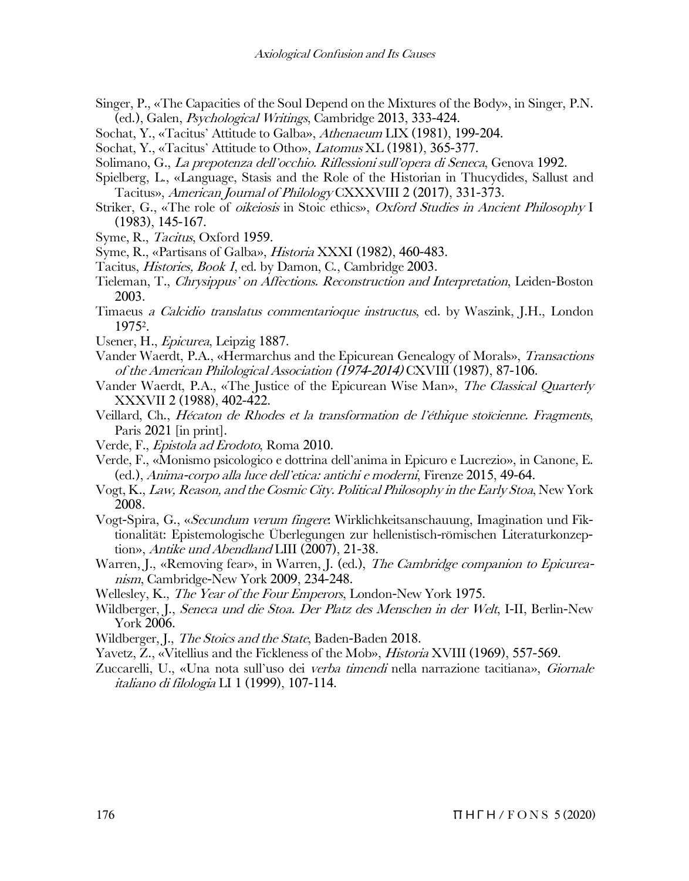Singer, P., «The Capacities of the Soul Depend on the Mixtures of the Body», in Singer, P.N. (ed.), Galen, *Psychological Writings*, Cambridge 2013, 333-424.

Sochat, Y., «Tacitus' Attitude to Galba», *Athenaeum* LIX (1981), 199-204.

Sochat, Y., «Tacitus' Attitude to Otho», *Latomus* XL (1981), 365-377.

Solimano, G., *La prepotenza dell'occhio. Riflessioni sull'opera di Seneca*, Genova 1992.

Spielberg, L., «Language, Stasis and the Role of the Historian in Thucydides, Sallust and Tacitus», *American Journal of Philology* CXXXVIII 2 (2017), 331-373.

Striker, G., «The role of *oikeiosis* in Stoic ethics», *Oxford Studies in Ancient Philosophy* I (1983), 145-167.

Syme, R., *Tacitus*, Oxford 1959.

Syme, R., «Partisans of Galba», *Historia* XXXI (1982), 460-483.

Tacitus, *Histories, Book I*, ed. by Damon, C., Cambridge 2003.

Tieleman, T., *Chrysippus' on Affections. Reconstruction and Interpretation*, Leiden-Boston 2003.

Timaeus *a Calcidio translatus commentarioque instructus*, ed. by Waszink, J.H., London 1975[2].

Usener, H., *Epicurea*, Leipzig 1887.

Vander Waerdt, P.A., «Hermarchus and the Epicurean Genealogy of Morals», *Transactions of the American Philological Association (1974-2014)* CXVIII (1987), 87-106.

Vander Waerdt, P.A., «The Justice of the Epicurean Wise Man», *The Classical Quarterly* XXXVII 2 (1988), 402-422.

Veillard, Ch., *Hécaton de Rhodes et la transformation de l'éthique stoïcienne. Fragments*, Paris 2021 [in print].

Verde, F., *Epistola ad Erodoto*, Roma 2010.

Verde, F., «Monismo psicologico e dottrina dell'anima in Epicuro e Lucrezio», in Canone, E. (ed.), *Anima-corpo alla luce dell'etica: antichi e moderni*, Firenze 2015, 49-64.

Vogt, K., *Law, Reason, and the Cosmic City. Political Philosophy in the Early Stoa*, New York 2008.

Vogt-Spira, G., «*Secundum verum fingere*: Wirklichkeitsanschauung, Imagination und Fiktionalität: Epistemologische Überlegungen zur hellenistisch-römischen Literaturkonzeption», *Antike und Abendland* LIII (2007), 21-38.

Warren, J., «Removing fear», in Warren, J. (ed.), *The Cambridge companion to Epicureanism*, Cambridge-New York 2009, 234-248.

Wellesley, K., *The Year of the Four Emperors*, London-New York 1975.

Wildberger, J., *Seneca und die Stoa. Der Platz des Menschen in der Welt*, I-II, Berlin-New York 2006.

Wildberger, J., *The Stoics and the State*, Baden-Baden 2018.

Yavetz, Z., «Vitellius and the Fickleness of the Mob», *Historia* XVIII (1969), 557-569.

Zuccarelli, U., «Una nota sull'uso dei *verba timendi* nella narrazione tacitiana», *Giornale italiano di filologia* LI 1 (1999), 107-114.